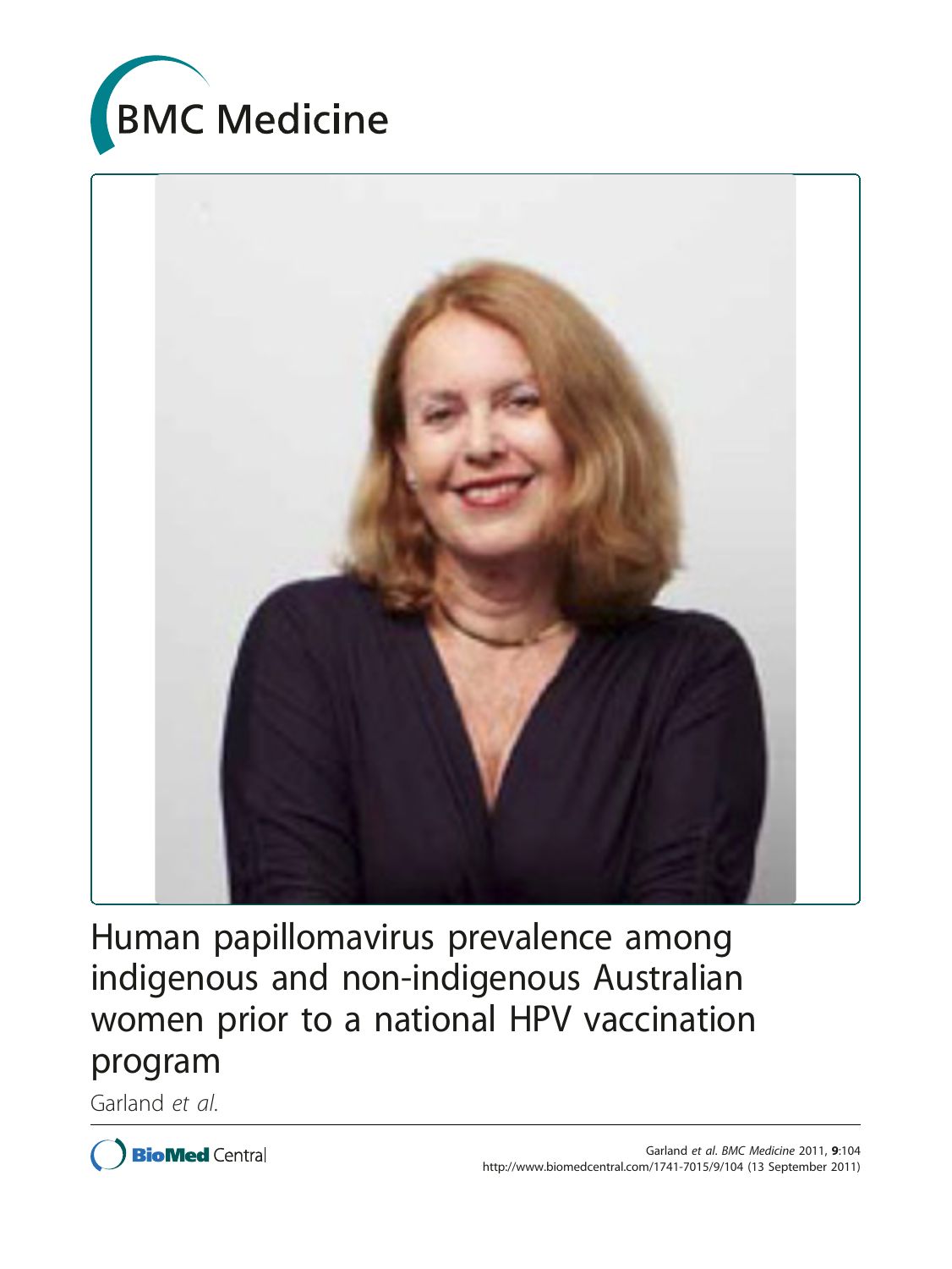BMC Medicine

# Human papillomavirus prevalence among indigenous and non-indigenous Australian women prior to a national HPV vaccination program

Garland *et al.*

Garland *et al. BMC Medicine* 2011, **9**:104
http://www.biomedcentral.com/1741-7015/9/104 (13 September 2011)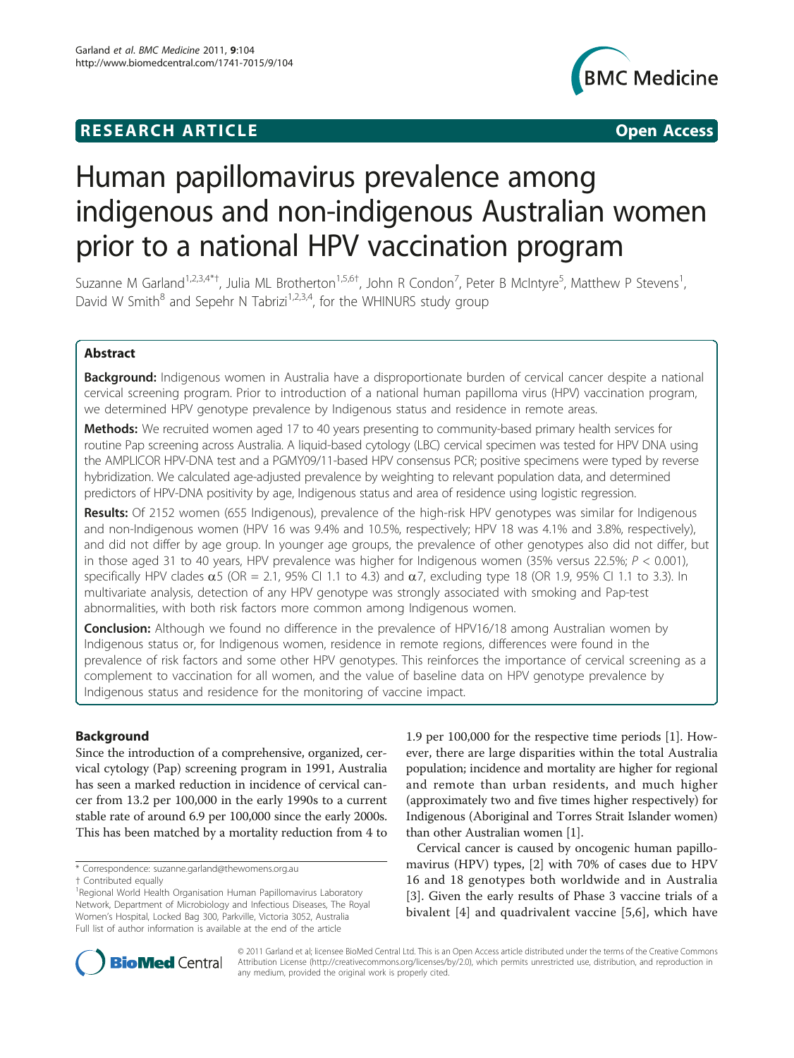# RESEARCH ARTICLE Open Access

# Human papillomavirus prevalence among indigenous and non-indigenous Australian women prior to a national HPV vaccination program

Suzanne M Garland[1,2,3,4*†], Julia ML Brotherton[1,5,6†], John R Condon[7], Peter B McIntyre[5], Matthew P Stevens[1], David W Smith[8] and Sepehr N Tabrizi[1,2,3,4], for the WHINURS study group

## Abstract

**Background:** Indigenous women in Australia have a disproportionate burden of cervical cancer despite a national cervical screening program. Prior to introduction of a national human papilloma virus (HPV) vaccination program, we determined HPV genotype prevalence by Indigenous status and residence in remote areas.

**Methods:** We recruited women aged 17 to 40 years presenting to community-based primary health services for routine Pap screening across Australia. A liquid-based cytology (LBC) cervical specimen was tested for HPV DNA using the AMPLICOR HPV-DNA test and a PGMY09/11-based HPV consensus PCR; positive specimens were typed by reverse hybridization. We calculated age-adjusted prevalence by weighting to relevant population data, and determined predictors of HPV-DNA positivity by age, Indigenous status and area of residence using logistic regression.

**Results:** Of 2152 women (655 Indigenous), prevalence of the high-risk HPV genotypes was similar for Indigenous and non-Indigenous women (HPV 16 was 9.4% and 10.5%, respectively; HPV 18 was 4.1% and 3.8%, respectively), and did not differ by age group. In younger age groups, the prevalence of other genotypes also did not differ, but in those aged 31 to 40 years, HPV prevalence was higher for Indigenous women (35% versus 22.5%; $P < 0.001$), specifically HPV clades $\alpha 5$ (OR = 2.1, 95% CI 1.1 to 4.3) and $\alpha 7$, excluding type 18 (OR 1.9, 95% CI 1.1 to 3.3). In multivariate analysis, detection of any HPV genotype was strongly associated with smoking and Pap-test abnormalities, with both risk factors more common among Indigenous women.

**Conclusion:** Although we found no difference in the prevalence of HPV16/18 among Australian women by Indigenous status or, for Indigenous women, residence in remote regions, differences were found in the prevalence of risk factors and some other HPV genotypes. This reinforces the importance of cervical screening as a complement to vaccination for all women, and the value of baseline data on HPV genotype prevalence by Indigenous status and residence for the monitoring of vaccine impact.

## Background

Since the introduction of a comprehensive, organized, cervical cytology (Pap) screening program in 1991, Australia has seen a marked reduction in incidence of cervical cancer from 13.2 per 100,000 in the early 1990s to a current stable rate of around 6.9 per 100,000 since the early 2000s. This has been matched by a mortality reduction from 4 to 1.9 per 100,000 for the respective time periods [1]. However, there are large disparities within the total Australia population; incidence and mortality are higher for regional and remote than urban residents, and much higher (approximately two and five times higher respectively) for Indigenous (Aboriginal and Torres Strait Islander women) than other Australian women [1].

Cervical cancer is caused by oncogenic human papillomavirus (HPV) types, [2] with 70% of cases due to HPV 16 and 18 genotypes both worldwide and in Australia [3]. Given the early results of Phase 3 vaccine trials of a bivalent [4] and quadrivalent vaccine [5,6], which have

\* Correspondence: suzanne.garland@thewomens.org.au

† Contributed equally

[1]Regional World Health Organisation Human Papillomavirus Laboratory Network, Department of Microbiology and Infectious Diseases, The Royal Women's Hospital, Locked Bag 300, Parkville, Victoria 3052, Australia

Full list of author information is available at the end of the article

© 2011 Garland et al; licensee BioMed Central Ltd. This is an Open Access article distributed under the terms of the Creative Commons Attribution License (http://creativecommons.org/licenses/by/2.0), which permits unrestricted use, distribution, and reproduction in any medium, provided the original work is properly cited.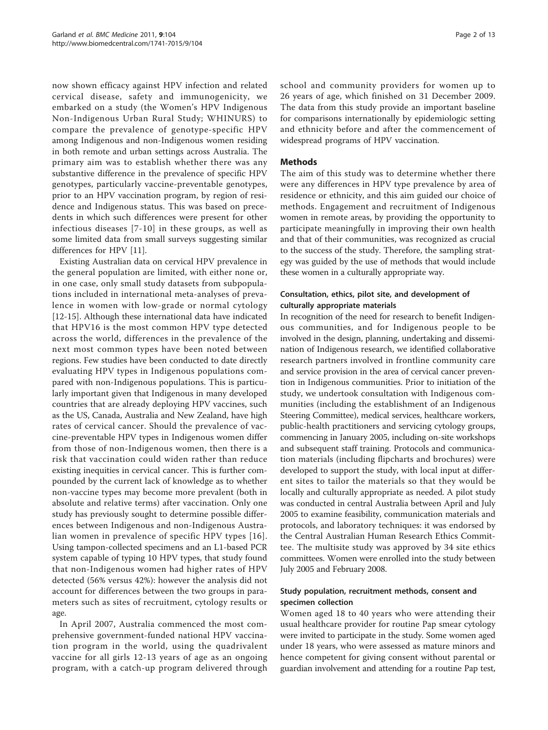now shown efficacy against HPV infection and related cervical disease, safety and immunogenicity, we embarked on a study (the Women's HPV Indigenous Non-Indigenous Urban Rural Study; WHINURS) to compare the prevalence of genotype-specific HPV among Indigenous and non-Indigenous women residing in both remote and urban settings across Australia. The primary aim was to establish whether there was any substantive difference in the prevalence of specific HPV genotypes, particularly vaccine-preventable genotypes, prior to an HPV vaccination program, by region of residence and Indigenous status. This was based on precedents in which such differences were present for other infectious diseases [7-10] in these groups, as well as some limited data from small surveys suggesting similar differences for HPV [11].

Existing Australian data on cervical HPV prevalence in the general population are limited, with either none or, in one case, only small study datasets from subpopulations included in international meta-analyses of prevalence in women with low-grade or normal cytology [12-15]. Although these international data have indicated that HPV16 is the most common HPV type detected across the world, differences in the prevalence of the next most common types have been noted between regions. Few studies have been conducted to date directly evaluating HPV types in Indigenous populations compared with non-Indigenous populations. This is particularly important given that Indigenous in many developed countries that are already deploying HPV vaccines, such as the US, Canada, Australia and New Zealand, have high rates of cervical cancer. Should the prevalence of vaccine-preventable HPV types in Indigenous women differ from those of non-Indigenous women, then there is a risk that vaccination could widen rather than reduce existing inequities in cervical cancer. This is further compounded by the current lack of knowledge as to whether non-vaccine types may become more prevalent (both in absolute and relative terms) after vaccination. Only one study has previously sought to determine possible differences between Indigenous and non-Indigenous Australian women in prevalence of specific HPV types [16]. Using tampon-collected specimens and an L1-based PCR system capable of typing 10 HPV types, that study found that non-Indigenous women had higher rates of HPV detected (56% versus 42%): however the analysis did not account for differences between the two groups in parameters such as sites of recruitment, cytology results or age.

In April 2007, Australia commenced the most comprehensive government-funded national HPV vaccination program in the world, using the quadrivalent vaccine for all girls 12-13 years of age as an ongoing program, with a catch-up program delivered through school and community providers for women up to 26 years of age, which finished on 31 December 2009. The data from this study provide an important baseline for comparisons internationally by epidemiologic setting and ethnicity before and after the commencement of widespread programs of HPV vaccination.

## Methods

The aim of this study was to determine whether there were any differences in HPV type prevalence by area of residence or ethnicity, and this aim guided our choice of methods. Engagement and recruitment of Indigenous women in remote areas, by providing the opportunity to participate meaningfully in improving their own health and that of their communities, was recognized as crucial to the success of the study. Therefore, the sampling strategy was guided by the use of methods that would include these women in a culturally appropriate way.

### Consultation, ethics, pilot site, and development of culturally appropriate materials

In recognition of the need for research to benefit Indigenous communities, and for Indigenous people to be involved in the design, planning, undertaking and dissemination of Indigenous research, we identified collaborative research partners involved in frontline community care and service provision in the area of cervical cancer prevention in Indigenous communities. Prior to initiation of the study, we undertook consultation with Indigenous communities (including the establishment of an Indigenous Steering Committee), medical services, healthcare workers, public-health practitioners and servicing cytology groups, commencing in January 2005, including on-site workshops and subsequent staff training. Protocols and communication materials (including flipcharts and brochures) were developed to support the study, with local input at different sites to tailor the materials so that they would be locally and culturally appropriate as needed. A pilot study was conducted in central Australia between April and July 2005 to examine feasibility, communication materials and protocols, and laboratory techniques: it was endorsed by the Central Australian Human Research Ethics Committee. The multisite study was approved by 34 site ethics committees. Women were enrolled into the study between July 2005 and February 2008.

### Study population, recruitment methods, consent and specimen collection

Women aged 18 to 40 years who were attending their usual healthcare provider for routine Pap smear cytology were invited to participate in the study. Some women aged under 18 years, who were assessed as mature minors and hence competent for giving consent without parental or guardian involvement and attending for a routine Pap test,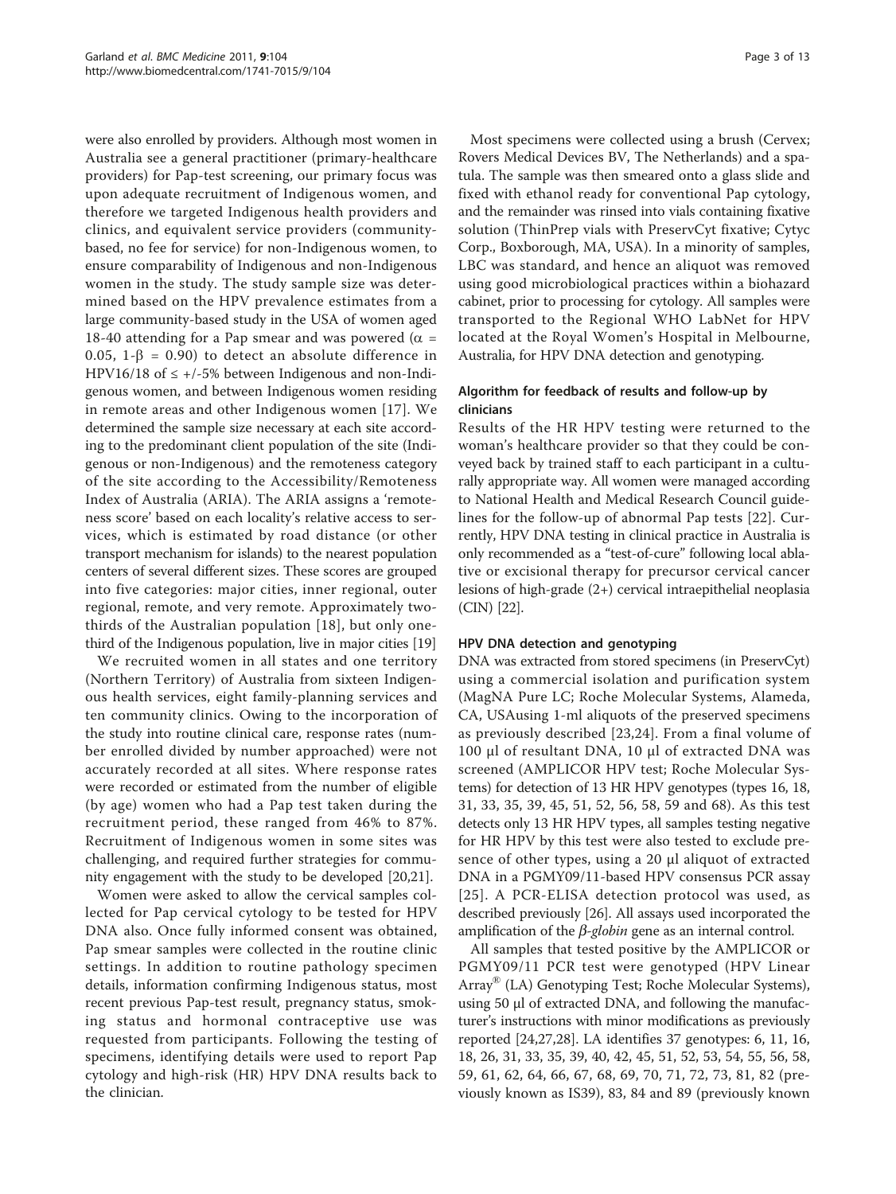were also enrolled by providers. Although most women in Australia see a general practitioner (primary-healthcare providers) for Pap-test screening, our primary focus was upon adequate recruitment of Indigenous women, and therefore we targeted Indigenous health providers and clinics, and equivalent service providers (community-based, no fee for service) for non-Indigenous women, to ensure comparability of Indigenous and non-Indigenous women in the study. The study sample size was determined based on the HPV prevalence estimates from a large community-based study in the USA of women aged 18-40 attending for a Pap smear and was powered ($\alpha$ = 0.05, 1-$\beta$ = 0.90) to detect an absolute difference in HPV16/18 of ≤ +/-5% between Indigenous and non-Indigenous women, and between Indigenous women residing in remote areas and other Indigenous women [17]. We determined the sample size necessary at each site according to the predominant client population of the site (Indigenous or non-Indigenous) and the remoteness category of the site according to the Accessibility/Remoteness Index of Australia (ARIA). The ARIA assigns a 'remoteness score' based on each locality's relative access to services, which is estimated by road distance (or other transport mechanism for islands) to the nearest population centers of several different sizes. These scores are grouped into five categories: major cities, inner regional, outer regional, remote, and very remote. Approximately two-thirds of the Australian population [18], but only one-third of the Indigenous population, live in major cities [19]

We recruited women in all states and one territory (Northern Territory) of Australia from sixteen Indigenous health services, eight family-planning services and ten community clinics. Owing to the incorporation of the study into routine clinical care, response rates (number enrolled divided by number approached) were not accurately recorded at all sites. Where response rates were recorded or estimated from the number of eligible (by age) women who had a Pap test taken during the recruitment period, these ranged from 46% to 87%. Recruitment of Indigenous women in some sites was challenging, and required further strategies for community engagement with the study to be developed [20,21].

Women were asked to allow the cervical samples collected for Pap cervical cytology to be tested for HPV DNA also. Once fully informed consent was obtained, Pap smear samples were collected in the routine clinic settings. In addition to routine pathology specimen details, information confirming Indigenous status, most recent previous Pap-test result, pregnancy status, smoking status and hormonal contraceptive use was requested from participants. Following the testing of specimens, identifying details were used to report Pap cytology and high-risk (HR) HPV DNA results back to the clinician.

Most specimens were collected using a brush (Cervex; Rovers Medical Devices BV, The Netherlands) and a spatula. The sample was then smeared onto a glass slide and fixed with ethanol ready for conventional Pap cytology, and the remainder was rinsed into vials containing fixative solution (ThinPrep vials with PreservCyt fixative; Cytyc Corp., Boxborough, MA, USA). In a minority of samples, LBC was standard, and hence an aliquot was removed using good microbiological practices within a biohazard cabinet, prior to processing for cytology. All samples were transported to the Regional WHO LabNet for HPV located at the Royal Women's Hospital in Melbourne, Australia, for HPV DNA detection and genotyping.

### Algorithm for feedback of results and follow-up by clinicians

Results of the HR HPV testing were returned to the woman's healthcare provider so that they could be conveyed back by trained staff to each participant in a culturally appropriate way. All women were managed according to National Health and Medical Research Council guidelines for the follow-up of abnormal Pap tests [22]. Currently, HPV DNA testing in clinical practice in Australia is only recommended as a "test-of-cure" following local ablative or excisional therapy for precursor cervical cancer lesions of high-grade (2+) cervical intraepithelial neoplasia (CIN) [22].

### HPV DNA detection and genotyping

DNA was extracted from stored specimens (in PreservCyt) using a commercial isolation and purification system (MagNA Pure LC; Roche Molecular Systems, Alameda, CA, USAusing 1-ml aliquots of the preserved specimens as previously described [23,24]. From a final volume of 100 μl of resultant DNA, 10 μl of extracted DNA was screened (AMPLICOR HPV test; Roche Molecular Systems) for detection of 13 HR HPV genotypes (types 16, 18, 31, 33, 35, 39, 45, 51, 52, 56, 58, 59 and 68). As this test detects only 13 HR HPV types, all samples testing negative for HR HPV by this test were also tested to exclude presence of other types, using a 20 μl aliquot of extracted DNA in a PGMY09/11-based HPV consensus PCR assay [25]. A PCR-ELISA detection protocol was used, as described previously [26]. All assays used incorporated the amplification of the *β-globin* gene as an internal control.

All samples that tested positive by the AMPLICOR or PGMY09/11 PCR test were genotyped (HPV Linear Array® (LA) Genotyping Test; Roche Molecular Systems), using 50 μl of extracted DNA, and following the manufacturer's instructions with minor modifications as previously reported [24,27,28]. LA identifies 37 genotypes: 6, 11, 16, 18, 26, 31, 33, 35, 39, 40, 42, 45, 51, 52, 53, 54, 55, 56, 58, 59, 61, 62, 64, 66, 67, 68, 69, 70, 71, 72, 73, 81, 82 (previously known as IS39), 83, 84 and 89 (previously known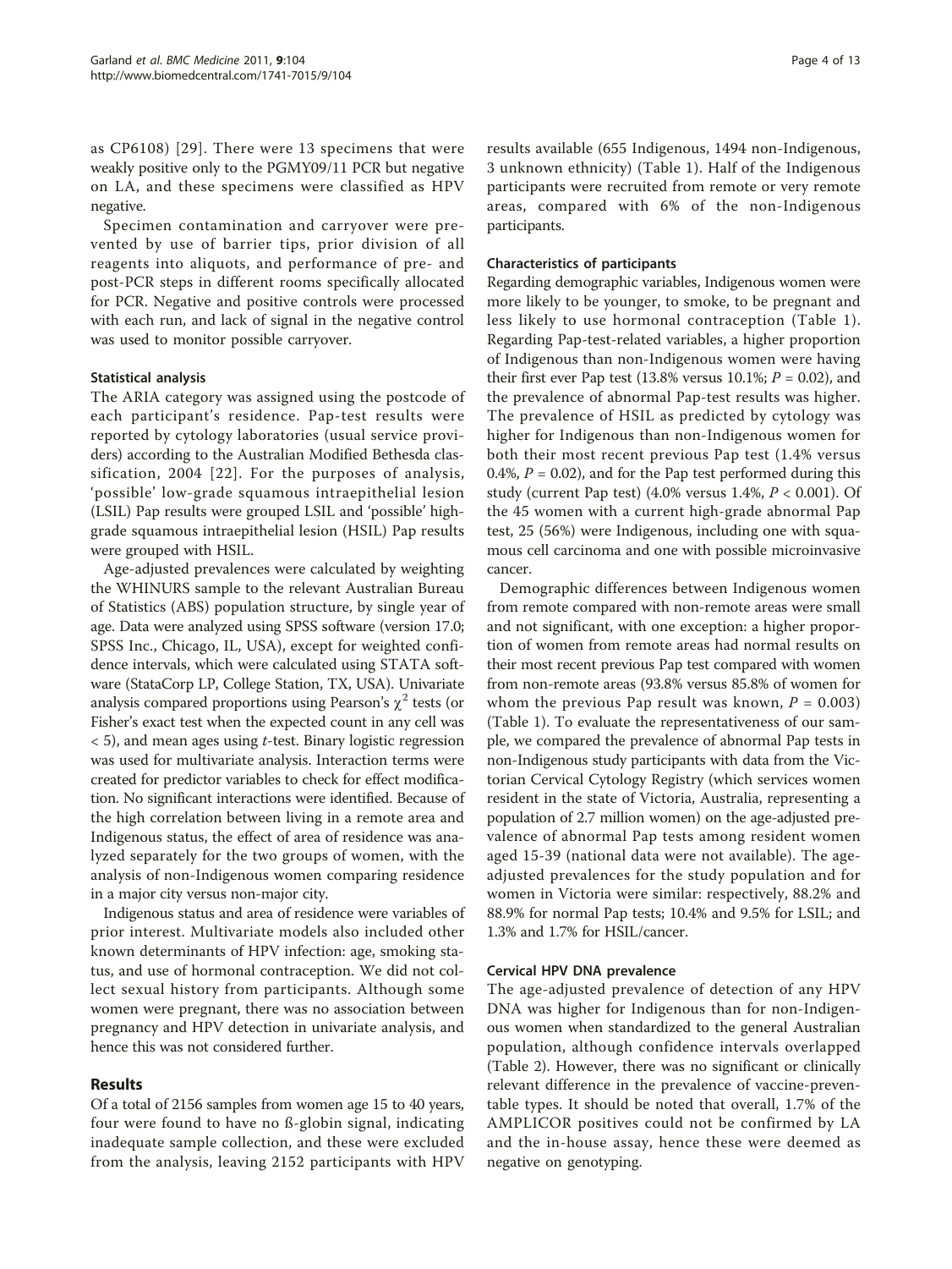as CP6108) [29]. There were 13 specimens that were weakly positive only to the PGMY09/11 PCR but negative on LA, and these specimens were classified as HPV negative.

Specimen contamination and carryover were prevented by use of barrier tips, prior division of all reagents into aliquots, and performance of pre- and post-PCR steps in different rooms specifically allocated for PCR. Negative and positive controls were processed with each run, and lack of signal in the negative control was used to monitor possible carryover.

### Statistical analysis

The ARIA category was assigned using the postcode of each participant's residence. Pap-test results were reported by cytology laboratories (usual service providers) according to the Australian Modified Bethesda classification, 2004 [22]. For the purposes of analysis, 'possible' low-grade squamous intraepithelial lesion (LSIL) Pap results were grouped LSIL and 'possible' high-grade squamous intraepithelial lesion (HSIL) Pap results were grouped with HSIL.

Age-adjusted prevalences were calculated by weighting the WHINURS sample to the relevant Australian Bureau of Statistics (ABS) population structure, by single year of age. Data were analyzed using SPSS software (version 17.0; SPSS Inc., Chicago, IL, USA), except for weighted confidence intervals, which were calculated using STATA software (StataCorp LP, College Station, TX, USA). Univariate analysis compared proportions using Pearson's $\chi^2$ tests (or Fisher's exact test when the expected count in any cell was < 5), and mean ages using *t*-test. Binary logistic regression was used for multivariate analysis. Interaction terms were created for predictor variables to check for effect modification. No significant interactions were identified. Because of the high correlation between living in a remote area and Indigenous status, the effect of area of residence was analyzed separately for the two groups of women, with the analysis of non-Indigenous women comparing residence in a major city versus non-major city.

Indigenous status and area of residence were variables of prior interest. Multivariate models also included other known determinants of HPV infection: age, smoking status, and use of hormonal contraception. We did not collect sexual history from participants. Although some women were pregnant, there was no association between pregnancy and HPV detection in univariate analysis, and hence this was not considered further.

## Results

Of a total of 2156 samples from women age 15 to 40 years, four were found to have no ß-globin signal, indicating inadequate sample collection, and these were excluded from the analysis, leaving 2152 participants with HPV results available (655 Indigenous, 1494 non-Indigenous, 3 unknown ethnicity) (Table 1). Half of the Indigenous participants were recruited from remote or very remote areas, compared with 6% of the non-Indigenous participants.

### Characteristics of participants

Regarding demographic variables, Indigenous women were more likely to be younger, to smoke, to be pregnant and less likely to use hormonal contraception (Table 1). Regarding Pap-test-related variables, a higher proportion of Indigenous than non-Indigenous women were having their first ever Pap test (13.8% versus 10.1%; $P = 0.02$), and the prevalence of abnormal Pap-test results was higher. The prevalence of HSIL as predicted by cytology was higher for Indigenous than non-Indigenous women for both their most recent previous Pap test (1.4% versus 0.4%, $P = 0.02$), and for the Pap test performed during this study (current Pap test) (4.0% versus 1.4%, $P < 0.001$). Of the 45 women with a current high-grade abnormal Pap test, 25 (56%) were Indigenous, including one with squamous cell carcinoma and one with possible microinvasive cancer.

Demographic differences between Indigenous women from remote compared with non-remote areas were small and not significant, with one exception: a higher proportion of women from remote areas had normal results on their most recent previous Pap test compared with women from non-remote areas (93.8% versus 85.8% of women for whom the previous Pap result was known, $P = 0.003$) (Table 1). To evaluate the representativeness of our sample, we compared the prevalence of abnormal Pap tests in non-Indigenous study participants with data from the Victorian Cervical Cytology Registry (which services women resident in the state of Victoria, Australia, representing a population of 2.7 million women) on the age-adjusted prevalence of abnormal Pap tests among resident women aged 15-39 (national data were not available). The age-adjusted prevalences for the study population and for women in Victoria were similar: respectively, 88.2% and 88.9% for normal Pap tests; 10.4% and 9.5% for LSIL; and 1.3% and 1.7% for HSIL/cancer.

### Cervical HPV DNA prevalence

The age-adjusted prevalence of detection of any HPV DNA was higher for Indigenous than for non-Indigenous women when standardized to the general Australian population, although confidence intervals overlapped (Table 2). However, there was no significant or clinically relevant difference in the prevalence of vaccine-preventable types. It should be noted that overall, 1.7% of the AMPLICOR positives could not be confirmed by LA and the in-house assay, hence these were deemed as negative on genotyping.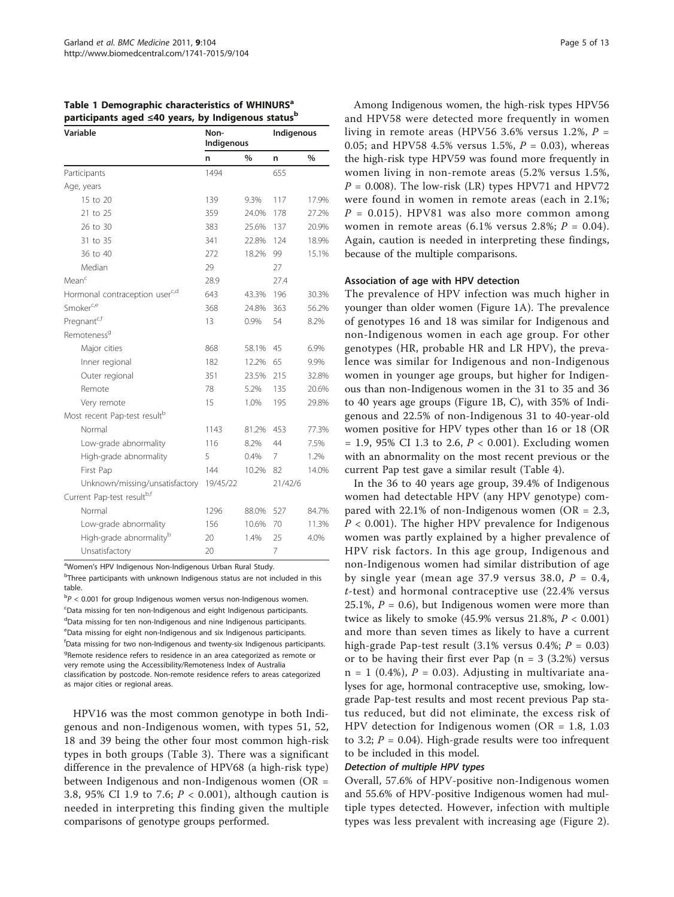**Table 1 Demographic characteristics of WHINURS[a] participants aged ≤40 years, by Indigenous status[b]**

| Variable | Non-Indigenous | | Indigenous | |
|---|---|---|---|---|
| | n | % | n | % |
| Participants | 1494 | | 655 | |
| Age, years | | | | |
| 15 to 20 | 139 | 9.3% | 117 | 17.9% |
| 21 to 25 | 359 | 24.0% | 178 | 27.2% |
| 26 to 30 | 383 | 25.6% | 137 | 20.9% |
| 31 to 35 | 341 | 22.8% | 124 | 18.9% |
| 36 to 40 | 272 | 18.2% | 99 | 15.1% |
| Median | 29 | | 27 | |
| Mean[c] | 28.9 | | 27.4 | |
| Hormonal contraception user[c,d] | 643 | 43.3% | 196 | 30.3% |
| Smoker[c,e] | 368 | 24.8% | 363 | 56.2% |
| Pregnant[c,f] | 13 | 0.9% | 54 | 8.2% |
| Remoteness[g] | | | | |
| Major cities | 868 | 58.1% | 45 | 6.9% |
| Inner regional | 182 | 12.2% | 65 | 9.9% |
| Outer regional | 351 | 23.5% | 215 | 32.8% |
| Remote | 78 | 5.2% | 135 | 20.6% |
| Very remote | 15 | 1.0% | 195 | 29.8% |
| Most recent Pap-test result[b] | | | | |
| Normal | 1143 | 81.2% | 453 | 77.3% |
| Low-grade abnormality | 116 | 8.2% | 44 | 7.5% |
| High-grade abnormality | 5 | 0.4% | 7 | 1.2% |
| First Pap | 144 | 10.2% | 82 | 14.0% |
| Unknown/missing/unsatisfactory | 19/45/22 | | 21/42/6 | |
| Current Pap-test result[b,f] | | | | |
| Normal | 1296 | 88.0% | 527 | 84.7% |
| Low-grade abnormality | 156 | 10.6% | 70 | 11.3% |
| High-grade abnormality[b] | 20 | 1.4% | 25 | 4.0% |
| Unsatisfactory | 20 | | 7 | |

[a]Women's HPV Indigenous Non-Indigenous Urban Rural Study.
[b]Three participants with unknown Indigenous status are not included in this table.
[b]$P < 0.001$ for group Indigenous women versus non-Indigenous women.
[c]Data missing for ten non-Indigenous and eight Indigenous participants.
[d]Data missing for ten non-Indigenous and nine Indigenous participants.
[e]Data missing for eight non-Indigenous and six Indigenous participants.
[f]Data missing for two non-Indigenous and twenty-six Indigenous participants.
[g]Remote residence refers to residence in an area categorized as remote or very remote using the Accessibility/Remoteness Index of Australia classification by postcode. Non-remote residence refers to areas categorized as major cities or regional areas.

HPV16 was the most common genotype in both Indigenous and non-Indigenous women, with types 51, 52, 18 and 39 being the other four most common high-risk types in both groups (Table 3). There was a significant difference in the prevalence of HPV68 (a high-risk type) between Indigenous and non-Indigenous women (OR = 3.8, 95% CI 1.9 to 7.6; $P < 0.001$), although caution is needed in interpreting this finding given the multiple comparisons of genotype groups performed.

Among Indigenous women, the high-risk types HPV56 and HPV58 were detected more frequently in women living in remote areas (HPV56 3.6% versus 1.2%, $P$ = 0.05; and HPV58 4.5% versus 1.5%, $P$ = 0.03), whereas the high-risk type HPV59 was found more frequently in women living in non-remote areas (5.2% versus 1.5%, $P$ = 0.008). The low-risk (LR) types HPV71 and HPV72 were found in women in remote areas (each in 2.1%; $P$ = 0.015). HPV81 was also more common among women in remote areas (6.1% versus 2.8%; $P$ = 0.04). Again, caution is needed in interpreting these findings, because of the multiple comparisons.

#### Association of age with HPV detection

The prevalence of HPV infection was much higher in younger than older women (Figure 1A). The prevalence of genotypes 16 and 18 was similar for Indigenous and non-Indigenous women in each age group. For other genotypes (HR, probable HR and LR HPV), the prevalence was similar for Indigenous and non-Indigenous women in younger age groups, but higher for Indigenous than non-Indigenous women in the 31 to 35 and 36 to 40 years age groups (Figure 1B, C), with 35% of Indigenous and 22.5% of non-Indigenous 31 to 40-year-old women positive for HPV types other than 16 or 18 (OR = 1.9, 95% CI 1.3 to 2.6, $P < 0.001$). Excluding women with an abnormality on the most recent previous or the current Pap test gave a similar result (Table 4).

In the 36 to 40 years age group, 39.4% of Indigenous women had detectable HPV (any HPV genotype) compared with 22.1% of non-Indigenous women (OR = 2.3, $P < 0.001$). The higher HPV prevalence for Indigenous women was partly explained by a higher prevalence of HPV risk factors. In this age group, Indigenous and non-Indigenous women had similar distribution of age by single year (mean age 37.9 versus 38.0, $P$ = 0.4, *t*-test) and hormonal contraceptive use (22.4% versus 25.1%, $P$ = 0.6), but Indigenous women were more than twice as likely to smoke (45.9% versus 21.8%, $P < 0.001$) and more than seven times as likely to have a current high-grade Pap-test result (3.1% versus 0.4%; $P$ = 0.03) or to be having their first ever Pap (n = 3 (3.2%) versus n = 1 (0.4%), $P$ = 0.03). Adjusting in multivariate analyses for age, hormonal contraceptive use, smoking, low-grade Pap-test results and most recent previous Pap status reduced, but did not eliminate, the excess risk of HPV detection for Indigenous women (OR = 1.8, 1.03 to 3.2; $P$ = 0.04). High-grade results were too infrequent to be included in this model.

#### *Detection of multiple HPV types*

Overall, 57.6% of HPV-positive non-Indigenous women and 55.6% of HPV-positive Indigenous women had multiple types detected. However, infection with multiple types was less prevalent with increasing age (Figure 2).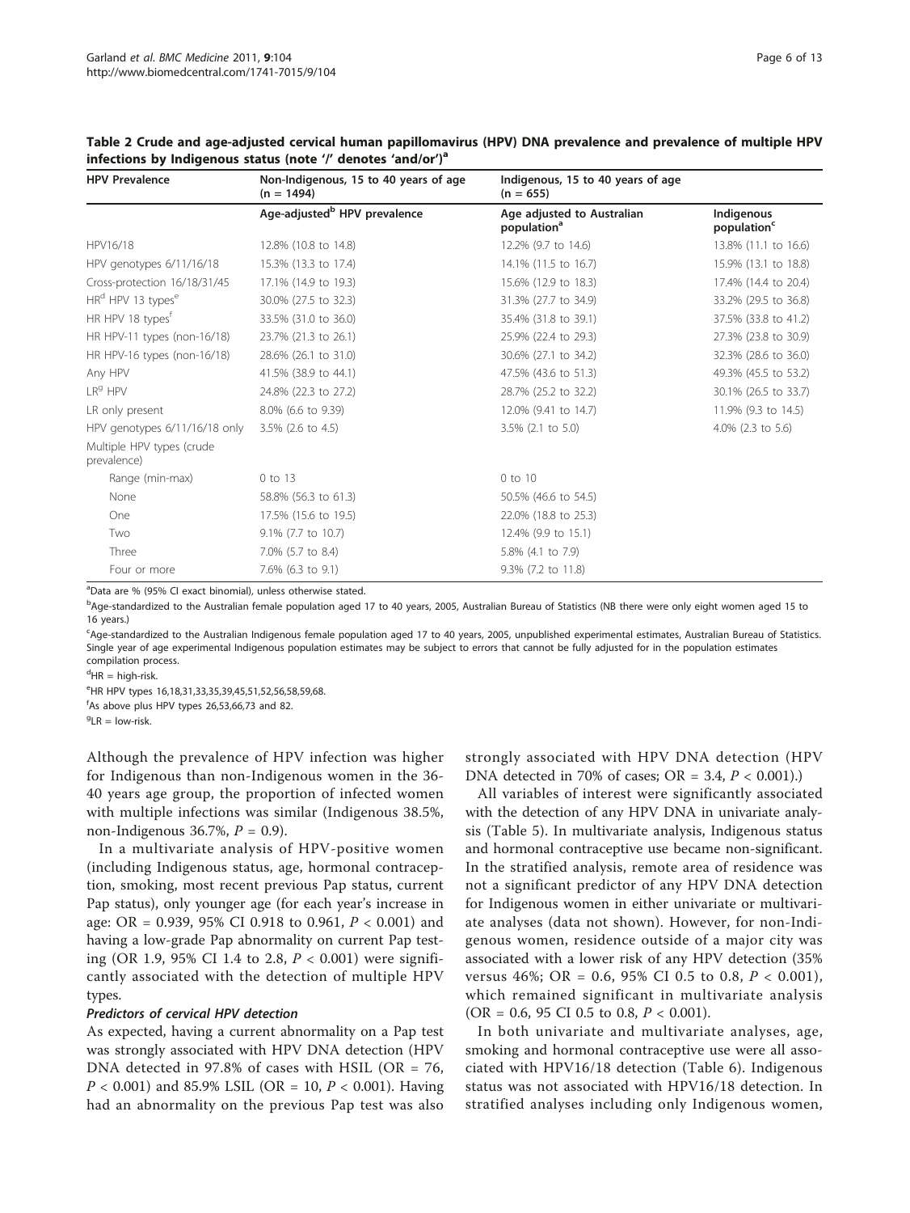Table 2 Crude and age-adjusted cervical human papillomavirus (HPV) DNA prevalence and prevalence of multiple HPV infections by Indigenous status (note '/' denotes 'and/or')[a]

| HPV Prevalence | Non-Indigenous, 15 to 40 years of age (n = 1494) | Indigenous, 15 to 40 years of age (n = 655) | |
|---|---|---|---|
| | Age-adjusted[b] HPV prevalence | Age adjusted to Australian population[a] | Indigenous population[c] |
| HPV16/18 | 12.8% (10.8 to 14.8) | 12.2% (9.7 to 14.6) | 13.8% (11.1 to 16.6) |
| HPV genotypes 6/11/16/18 | 15.3% (13.3 to 17.4) | 14.1% (11.5 to 16.7) | 15.9% (13.1 to 18.8) |
| Cross-protection 16/18/31/45 | 17.1% (14.9 to 19.3) | 15.6% (12.9 to 18.3) | 17.4% (14.4 to 20.4) |
| HR[d] HPV 13 types[e] | 30.0% (27.5 to 32.3) | 31.3% (27.7 to 34.9) | 33.2% (29.5 to 36.8) |
| HR HPV 18 types[f] | 33.5% (31.0 to 36.0) | 35.4% (31.8 to 39.1) | 37.5% (33.8 to 41.2) |
| HR HPV-11 types (non-16/18) | 23.7% (21.3 to 26.1) | 25.9% (22.4 to 29.3) | 27.3% (23.8 to 30.9) |
| HR HPV-16 types (non-16/18) | 28.6% (26.1 to 31.0) | 30.6% (27.1 to 34.2) | 32.3% (28.6 to 36.0) |
| Any HPV | 41.5% (38.9 to 44.1) | 47.5% (43.6 to 51.3) | 49.3% (45.5 to 53.2) |
| LR[g] HPV | 24.8% (22.3 to 27.2) | 28.7% (25.2 to 32.2) | 30.1% (26.5 to 33.7) |
| LR only present | 8.0% (6.6 to 9.39) | 12.0% (9.41 to 14.7) | 11.9% (9.3 to 14.5) |
| HPV genotypes 6/11/16/18 only | 3.5% (2.6 to 4.5) | 3.5% (2.1 to 5.0) | 4.0% (2.3 to 5.6) |
| Multiple HPV types (crude prevalence) | | | |
| Range (min-max) | 0 to 13 | 0 to 10 | |
| None | 58.8% (56.3 to 61.3) | 50.5% (46.6 to 54.5) | |
| One | 17.5% (15.6 to 19.5) | 22.0% (18.8 to 25.3) | |
| Two | 9.1% (7.7 to 10.7) | 12.4% (9.9 to 15.1) | |
| Three | 7.0% (5.7 to 8.4) | 5.8% (4.1 to 7.9) | |
| Four or more | 7.6% (6.3 to 9.1) | 9.3% (7.2 to 11.8) | |

[a]Data are % (95% CI exact binomial), unless otherwise stated.

[b]Age-standardized to the Australian female population aged 17 to 40 years, 2005, Australian Bureau of Statistics (NB there were only eight women aged 15 to 16 years.)

[c]Age-standardized to the Australian Indigenous female population aged 17 to 40 years, 2005, unpublished experimental estimates, Australian Bureau of Statistics. Single year of age experimental Indigenous population estimates may be subject to errors that cannot be fully adjusted for in the population estimates compilation process.

[d]HR = high-risk.

[e]HR HPV types 16,18,31,33,35,39,45,51,52,56,58,59,68.

[f]As above plus HPV types 26,53,66,73 and 82.

[g]LR = low-risk.

Although the prevalence of HPV infection was higher for Indigenous than non-Indigenous women in the 36-40 years age group, the proportion of infected women with multiple infections was similar (Indigenous 38.5%, non-Indigenous 36.7%, $P = 0.9$).

In a multivariate analysis of HPV-positive women (including Indigenous status, age, hormonal contraception, smoking, most recent previous Pap status, current Pap status), only younger age (for each year's increase in age: OR = 0.939, 95% CI 0.918 to 0.961, $P < 0.001$) and having a low-grade Pap abnormality on current Pap testing (OR 1.9, 95% CI 1.4 to 2.8, $P < 0.001$) were significantly associated with the detection of multiple HPV types.

#### Predictors of cervical HPV detection

As expected, having a current abnormality on a Pap test was strongly associated with HPV DNA detection (HPV DNA detected in 97.8% of cases with HSIL (OR = 76, $P < 0.001$) and 85.9% LSIL (OR = 10, $P < 0.001$). Having had an abnormality on the previous Pap test was also strongly associated with HPV DNA detection (HPV DNA detected in 70% of cases; OR = 3.4, $P < 0.001$).)

All variables of interest were significantly associated with the detection of any HPV DNA in univariate analysis (Table 5). In multivariate analysis, Indigenous status and hormonal contraceptive use became non-significant. In the stratified analysis, remote area of residence was not a significant predictor of any HPV DNA detection for Indigenous women in either univariate or multivariate analyses (data not shown). However, for non-Indigenous women, residence outside of a major city was associated with a lower risk of any HPV detection (35% versus 46%; OR = 0.6, 95% CI 0.5 to 0.8, $P < 0.001$), which remained significant in multivariate analysis (OR = 0.6, 95 CI 0.5 to 0.8, $P < 0.001$).

In both univariate and multivariate analyses, age, smoking and hormonal contraceptive use were all associated with HPV16/18 detection (Table 6). Indigenous status was not associated with HPV16/18 detection. In stratified analyses including only Indigenous women,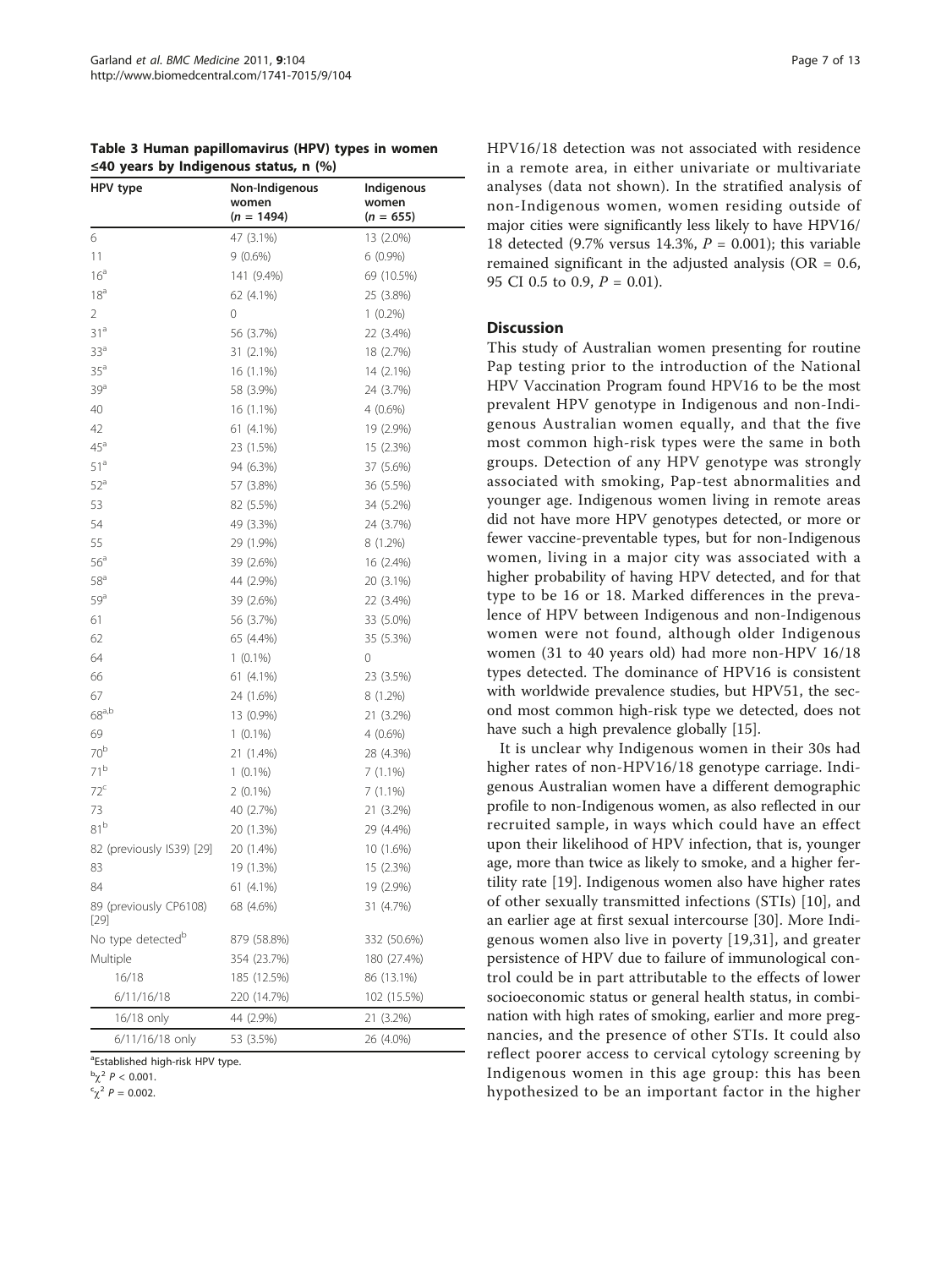Table 3 Human papillomavirus (HPV) types in women ≤40 years by Indigenous status, n (%)

| HPV type | Non-Indigenous women (n = 1494) | Indigenous women (n = 655) |
|---|---|---|
| 6 | 47 (3.1%) | 13 (2.0%) |
| 11 | 9 (0.6%) | 6 (0.9%) |
| 16[a] | 141 (9.4%) | 69 (10.5%) |
| 18[a] | 62 (4.1%) | 25 (3.8%) |
| 2 | 0 | 1 (0.2%) |
| 31[a] | 56 (3.7%) | 22 (3.4%) |
| 33[a] | 31 (2.1%) | 18 (2.7%) |
| 35[a] | 16 (1.1%) | 14 (2.1%) |
| 39[a] | 58 (3.9%) | 24 (3.7%) |
| 40 | 16 (1.1%) | 4 (0.6%) |
| 42 | 61 (4.1%) | 19 (2.9%) |
| 45[a] | 23 (1.5%) | 15 (2.3%) |
| 51[a] | 94 (6.3%) | 37 (5.6%) |
| 52[a] | 57 (3.8%) | 36 (5.5%) |
| 53 | 82 (5.5%) | 34 (5.2%) |
| 54 | 49 (3.3%) | 24 (3.7%) |
| 55 | 29 (1.9%) | 8 (1.2%) |
| 56[a] | 39 (2.6%) | 16 (2.4%) |
| 58[a] | 44 (2.9%) | 20 (3.1%) |
| 59[a] | 39 (2.6%) | 22 (3.4%) |
| 61 | 56 (3.7%) | 33 (5.0%) |
| 62 | 65 (4.4%) | 35 (5.3%) |
| 64 | 1 (0.1%) | 0 |
| 66 | 61 (4.1%) | 23 (3.5%) |
| 67 | 24 (1.6%) | 8 (1.2%) |
| 68[a,b] | 13 (0.9%) | 21 (3.2%) |
| 69 | 1 (0.1%) | 4 (0.6%) |
| 70[b] | 21 (1.4%) | 28 (4.3%) |
| 71[b] | 1 (0.1%) | 7 (1.1%) |
| 72[c] | 2 (0.1%) | 7 (1.1%) |
| 73 | 40 (2.7%) | 21 (3.2%) |
| 81[b] | 20 (1.3%) | 29 (4.4%) |
| 82 (previously IS39) [29] | 20 (1.4%) | 10 (1.6%) |
| 83 | 19 (1.3%) | 15 (2.3%) |
| 84 | 61 (4.1%) | 19 (2.9%) |
| 89 (previously CP6108) [29] | 68 (4.6%) | 31 (4.7%) |
| No type detected[b] | 879 (58.8%) | 332 (50.6%) |
| Multiple | 354 (23.7%) | 180 (27.4%) |
| 16/18 | 185 (12.5%) | 86 (13.1%) |
| 6/11/16/18 | 220 (14.7%) | 102 (15.5%) |
| 16/18 only | 44 (2.9%) | 21 (3.2%) |
| 6/11/16/18 only | 53 (3.5%) | 26 (4.0%) |

[a]Established high-risk HPV type.
[b]$\chi^2$ $P < 0.001$.
[c]$\chi^2$ $P = 0.002$.

HPV16/18 detection was not associated with residence in a remote area, in either univariate or multivariate analyses (data not shown). In the stratified analysis of non-Indigenous women, women residing outside of major cities were significantly less likely to have HPV16/18 detected (9.7% versus 14.3%, $P = 0.001$); this variable remained significant in the adjusted analysis (OR = 0.6, 95 CI 0.5 to 0.9, $P = 0.01$).

## Discussion

This study of Australian women presenting for routine Pap testing prior to the introduction of the National HPV Vaccination Program found HPV16 to be the most prevalent HPV genotype in Indigenous and non-Indigenous Australian women equally, and that the five most common high-risk types were the same in both groups. Detection of any HPV genotype was strongly associated with smoking, Pap-test abnormalities and younger age. Indigenous women living in remote areas did not have more HPV genotypes detected, or more or fewer vaccine-preventable types, but for non-Indigenous women, living in a major city was associated with a higher probability of having HPV detected, and for that type to be 16 or 18. Marked differences in the prevalence of HPV between Indigenous and non-Indigenous women were not found, although older Indigenous women (31 to 40 years old) had more non-HPV 16/18 types detected. The dominance of HPV16 is consistent with worldwide prevalence studies, but HPV51, the second most common high-risk type we detected, does not have such a high prevalence globally [15].

It is unclear why Indigenous women in their 30s had higher rates of non-HPV16/18 genotype carriage. Indigenous Australian women have a different demographic profile to non-Indigenous women, as also reflected in our recruited sample, in ways which could have an effect upon their likelihood of HPV infection, that is, younger age, more than twice as likely to smoke, and a higher fertility rate [19]. Indigenous women also have higher rates of other sexually transmitted infections (STIs) [10], and an earlier age at first sexual intercourse [30]. More Indigenous women also live in poverty [19,31], and greater persistence of HPV due to failure of immunological control could be in part attributable to the effects of lower socioeconomic status or general health status, in combination with high rates of smoking, earlier and more pregnancies, and the presence of other STIs. It could also reflect poorer access to cervical cytology screening by Indigenous women in this age group: this has been hypothesized to be an important factor in the higher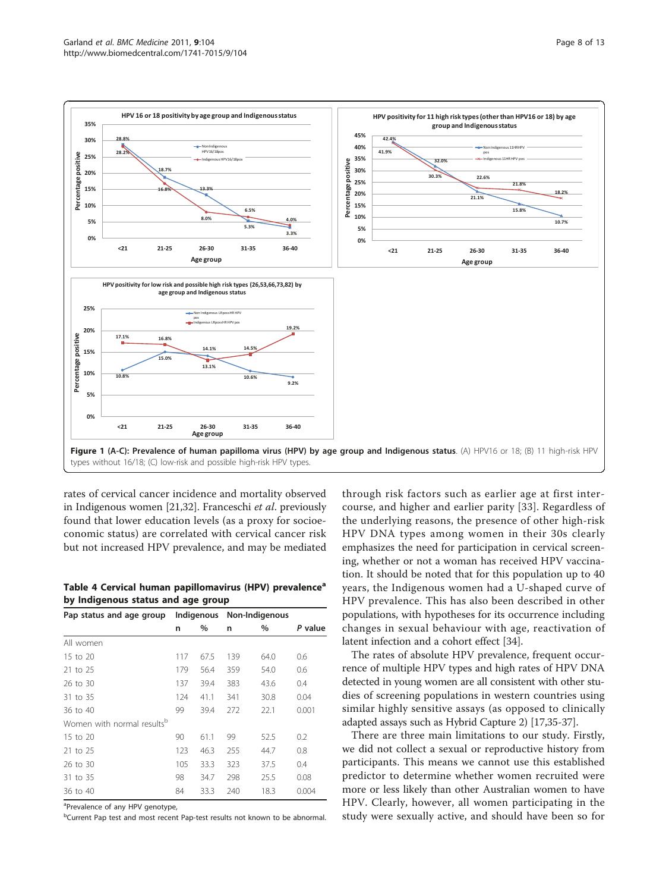**Figure 1 (A-C): Prevalence of human papilloma virus (HPV) by age group and Indigenous status**. (A) HPV16 or 18; (B) 11 high-risk HPV types without 16/18; (C) low-risk and possible high-risk HPV types.

rates of cervical cancer incidence and mortality observed in Indigenous women [21,32]. Franceschi *et al*. previously found that lower education levels (as a proxy for socioeconomic status) are correlated with cervical cancer risk but not increased HPV prevalence, and may be mediated through risk factors such as earlier age at first intercourse, and higher and earlier parity [33]. Regardless of the underlying reasons, the presence of other high-risk HPV DNA types among women in their 30s clearly emphasizes the need for participation in cervical screening, whether or not a woman has received HPV vaccination. It should be noted that for this population up to 40 years, the Indigenous women had a U-shaped curve of HPV prevalence. This has also been described in other populations, with hypotheses for its occurrence including changes in sexual behaviour with age, reactivation of latent infection and a cohort effect [34].

**Table 4 Cervical human papillomavirus (HPV) prevalence[a] by Indigenous status and age group**

| Pap status and age group | Indigenous | | Non-Indigenous | | |
|---|---|---|---|---|---|
| | n | % | n | % | *P* value |
| All women | | | | | |
| 15 to 20 | 117 | 67.5 | 139 | 64.0 | 0.6 |
| 21 to 25 | 179 | 56.4 | 359 | 54.0 | 0.6 |
| 26 to 30 | 137 | 39.4 | 383 | 43.6 | 0.4 |
| 31 to 35 | 124 | 41.1 | 341 | 30.8 | 0.04 |
| 36 to 40 | 99 | 39.4 | 272 | 22.1 | 0.001 |
| Women with normal results[b] | | | | | |
| 15 to 20 | 90 | 61.1 | 99 | 52.5 | 0.2 |
| 21 to 25 | 123 | 46.3 | 255 | 44.7 | 0.8 |
| 26 to 30 | 105 | 33.3 | 323 | 37.5 | 0.4 |
| 31 to 35 | 98 | 34.7 | 298 | 25.5 | 0.08 |
| 36 to 40 | 84 | 33.3 | 240 | 18.3 | 0.004 |

[a]Prevalence of any HPV genotype,

[b]Current Pap test and most recent Pap-test results not known to be abnormal.

The rates of absolute HPV prevalence, frequent occurrence of multiple HPV types and high rates of HPV DNA detected in young women are all consistent with other studies of screening populations in western countries using similar highly sensitive assays (as opposed to clinically adapted assays such as Hybrid Capture 2) [17,35-37].

There are three main limitations to our study. Firstly, we did not collect a sexual or reproductive history from participants. This means we cannot use this established predictor to determine whether women recruited were more or less likely than other Australian women to have HPV. Clearly, however, all women participating in the study were sexually active, and should have been so for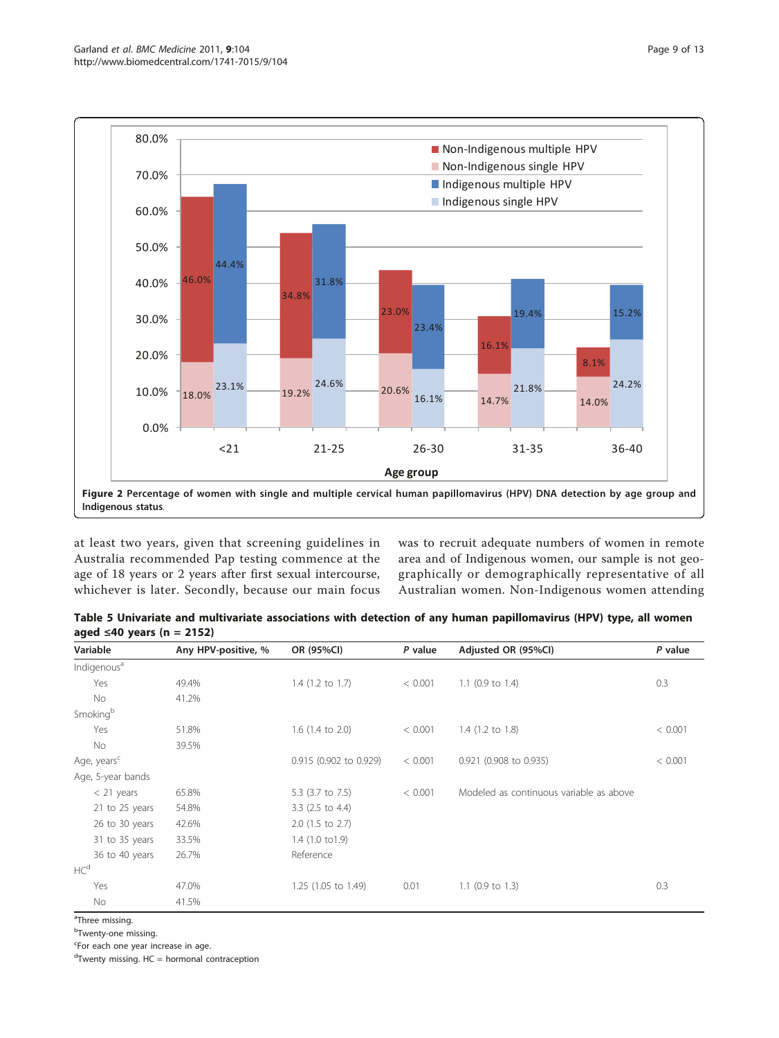Figure 2 Percentage of women with single and multiple cervical human papillomavirus (HPV) DNA detection by age group and Indigenous status.

at least two years, given that screening guidelines in Australia recommended Pap testing commence at the age of 18 years or 2 years after first sexual intercourse, whichever is later. Secondly, because our main focus was to recruit adequate numbers of women in remote area and of Indigenous women, our sample is not geographically or demographically representative of all Australian women. Non-Indigenous women attending

**Table 5 Univariate and multivariate associations with detection of any human papillomavirus (HPV) type, all women aged ≤40 years (n = 2152)**

| Variable | Any HPV-positive, % | OR (95%CI) | *P* value | Adjusted OR (95%CI) | *P* value |
|---|---|---|---|---|---|
| Indigenous[a] | | | | | |
| Yes | 49.4% | 1.4 (1.2 to 1.7) | < 0.001 | 1.1 (0.9 to 1.4) | 0.3 |
| No | 41.2% | | | | |
| Smoking[b] | | | | | |
| Yes | 51.8% | 1.6 (1.4 to 2.0) | < 0.001 | 1.4 (1.2 to 1.8) | < 0.001 |
| No | 39.5% | | | | |
| Age, years[c] | | 0.915 (0.902 to 0.929) | < 0.001 | 0.921 (0.908 to 0.935) | < 0.001 |
| Age, 5-year bands | | | | | |
| < 21 years | 65.8% | 5.3 (3.7 to 7.5) | < 0.001 | Modeled as continuous variable as above | |
| 21 to 25 years | 54.8% | 3.3 (2.5 to 4.4) | | | |
| 26 to 30 years | 42.6% | 2.0 (1.5 to 2.7) | | | |
| 31 to 35 years | 33.5% | 1.4 (1.0 to1.9) | | | |
| 36 to 40 years | 26.7% | Reference | | | |
| HC[d] | | | | | |
| Yes | 47.0% | 1.25 (1.05 to 1.49) | 0.01 | 1.1 (0.9 to 1.3) | 0.3 |
| No | 41.5% | | | | |

[a]Three missing.
[b]Twenty-one missing.
[c]For each one year increase in age.
[d]Twenty missing. HC = hormonal contraception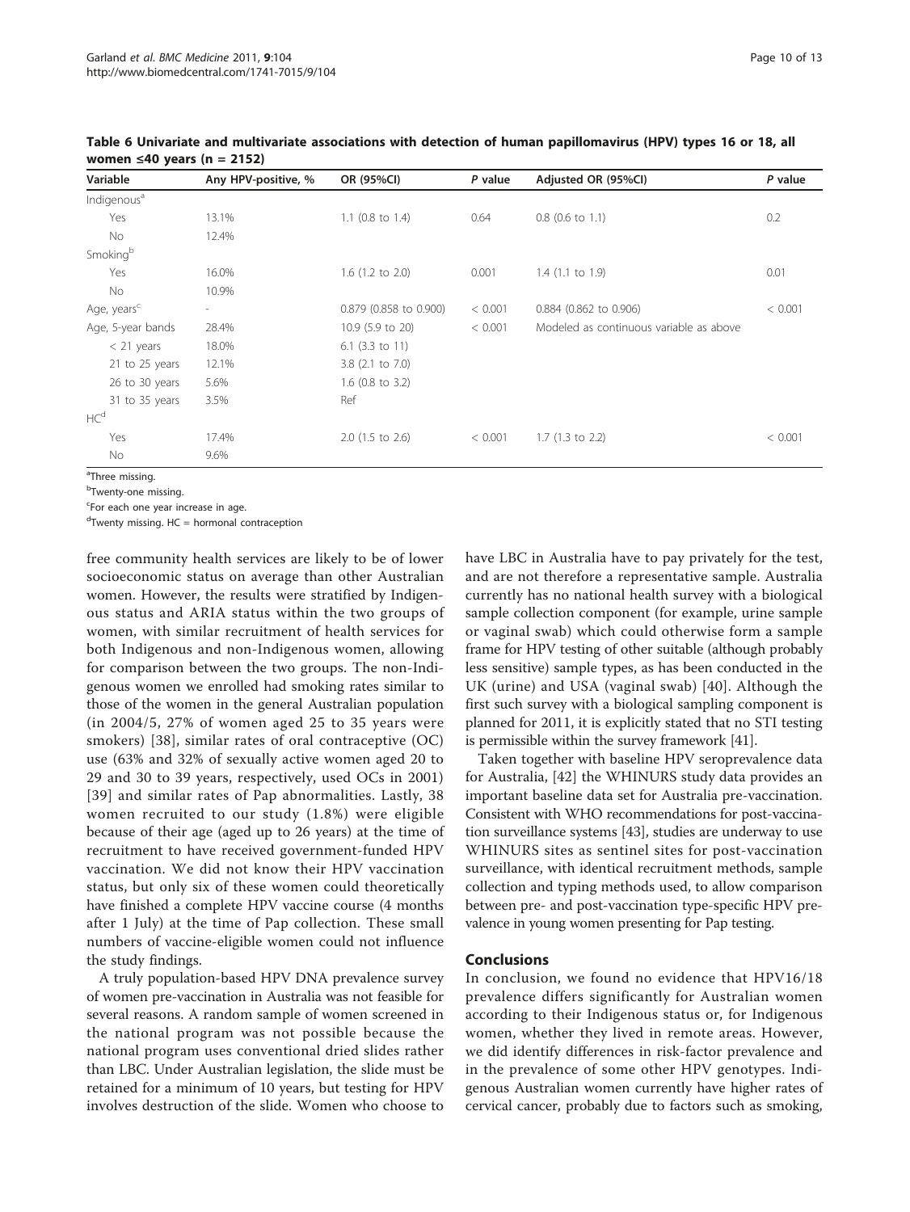**Table 6 Univariate and multivariate associations with detection of human papillomavirus (HPV) types 16 or 18, all women ≤40 years (n = 2152)**

| Variable | Any HPV-positive, % | OR (95%CI) | *P* value | Adjusted OR (95%CI) | *P* value |
|---|---|---|---|---|---|
| Indigenous[a] | | | | | |
| Yes | 13.1% | 1.1 (0.8 to 1.4) | 0.64 | 0.8 (0.6 to 1.1) | 0.2 |
| No | 12.4% | | | | |
| Smoking[b] | | | | | |
| Yes | 16.0% | 1.6 (1.2 to 2.0) | 0.001 | 1.4 (1.1 to 1.9) | 0.01 |
| No | 10.9% | | | | |
| Age, years[c] | - | 0.879 (0.858 to 0.900) | < 0.001 | 0.884 (0.862 to 0.906) | < 0.001 |
| Age, 5-year bands | 28.4% | 10.9 (5.9 to 20) | < 0.001 | Modeled as continuous variable as above | |
| < 21 years | 18.0% | 6.1 (3.3 to 11) | | | |
| 21 to 25 years | 12.1% | 3.8 (2.1 to 7.0) | | | |
| 26 to 30 years | 5.6% | 1.6 (0.8 to 3.2) | | | |
| 31 to 35 years | 3.5% | Ref | | | |
| HC[d] | | | | | |
| Yes | 17.4% | 2.0 (1.5 to 2.6) | < 0.001 | 1.7 (1.3 to 2.2) | < 0.001 |
| No | 9.6% | | | | |

[a]Three missing.
[b]Twenty-one missing.
[c]For each one year increase in age.
[d]Twenty missing. HC = hormonal contraception

free community health services are likely to be of lower socioeconomic status on average than other Australian women. However, the results were stratified by Indigenous status and ARIA status within the two groups of women, with similar recruitment of health services for both Indigenous and non-Indigenous women, allowing for comparison between the two groups. The non-Indigenous women we enrolled had smoking rates similar to those of the women in the general Australian population (in 2004/5, 27% of women aged 25 to 35 years were smokers) [38], similar rates of oral contraceptive (OC) use (63% and 32% of sexually active women aged 20 to 29 and 30 to 39 years, respectively, used OCs in 2001) [39] and similar rates of Pap abnormalities. Lastly, 38 women recruited to our study (1.8%) were eligible because of their age (aged up to 26 years) at the time of recruitment to have received government-funded HPV vaccination. We did not know their HPV vaccination status, but only six of these women could theoretically have finished a complete HPV vaccine course (4 months after 1 July) at the time of Pap collection. These small numbers of vaccine-eligible women could not influence the study findings.

A truly population-based HPV DNA prevalence survey of women pre-vaccination in Australia was not feasible for several reasons. A random sample of women screened in the national program was not possible because the national program uses conventional dried slides rather than LBC. Under Australian legislation, the slide must be retained for a minimum of 10 years, but testing for HPV involves destruction of the slide. Women who choose to have LBC in Australia have to pay privately for the test, and are not therefore a representative sample. Australia currently has no national health survey with a biological sample collection component (for example, urine sample or vaginal swab) which could otherwise form a sample frame for HPV testing of other suitable (although probably less sensitive) sample types, as has been conducted in the UK (urine) and USA (vaginal swab) [40]. Although the first such survey with a biological sampling component is planned for 2011, it is explicitly stated that no STI testing is permissible within the survey framework [41].

Taken together with baseline HPV seroprevalence data for Australia, [42] the WHINURS study data provides an important baseline data set for Australia pre-vaccination. Consistent with WHO recommendations for post-vaccination surveillance systems [43], studies are underway to use WHINURS sites as sentinel sites for post-vaccination surveillance, with identical recruitment methods, sample collection and typing methods used, to allow comparison between pre- and post-vaccination type-specific HPV prevalence in young women presenting for Pap testing.

## Conclusions

In conclusion, we found no evidence that HPV16/18 prevalence differs significantly for Australian women according to their Indigenous status or, for Indigenous women, whether they lived in remote areas. However, we did identify differences in risk-factor prevalence and in the prevalence of some other HPV genotypes. Indigenous Australian women currently have higher rates of cervical cancer, probably due to factors such as smoking,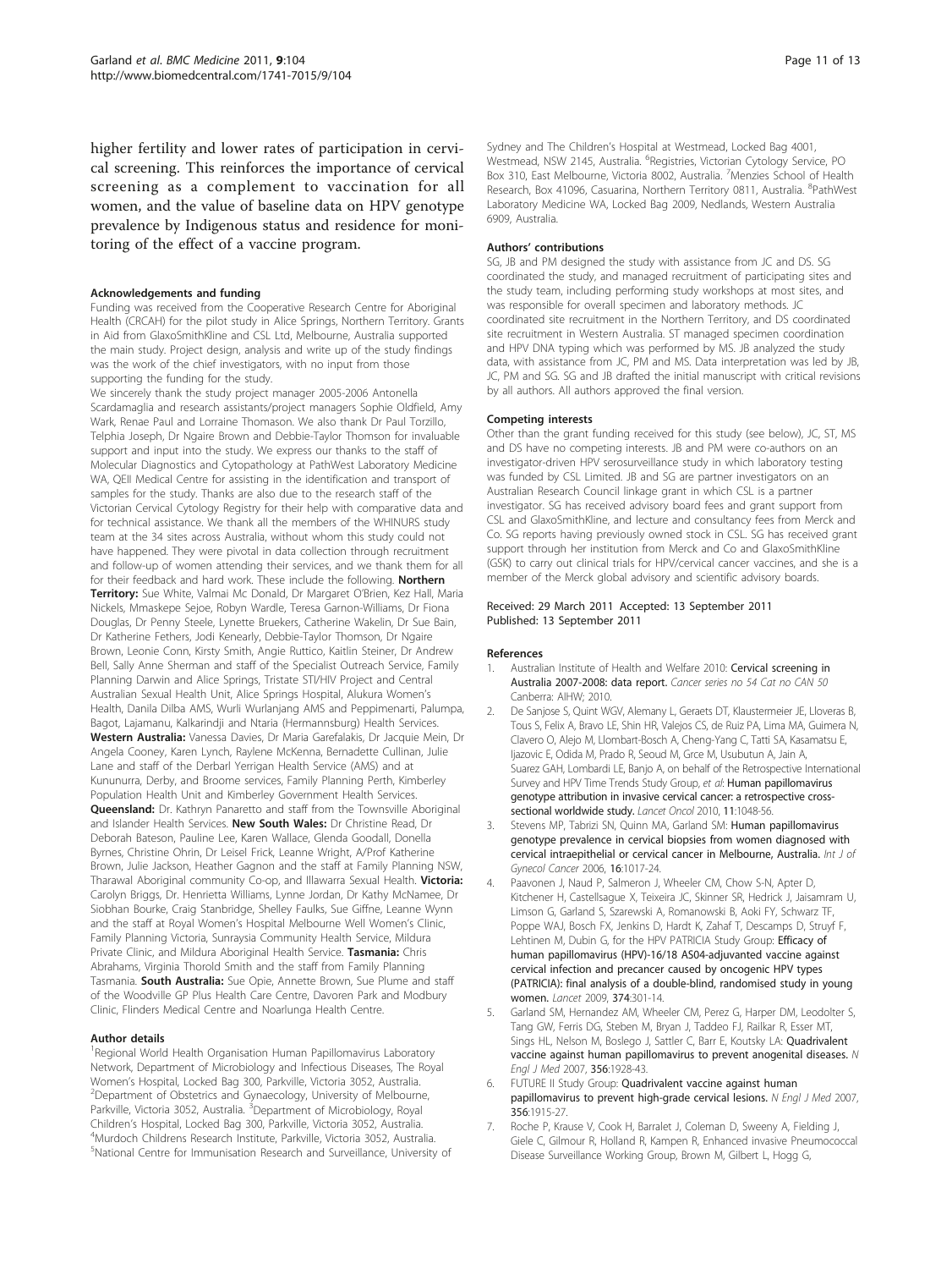higher fertility and lower rates of participation in cervical screening. This reinforces the importance of cervical screening as a complement to vaccination for all women, and the value of baseline data on HPV genotype prevalence by Indigenous status and residence for monitoring of the effect of a vaccine program.

#### Acknowledgements and funding

Funding was received from the Cooperative Research Centre for Aboriginal Health (CRCAH) for the pilot study in Alice Springs, Northern Territory. Grants in Aid from GlaxoSmithKline and CSL Ltd, Melbourne, Australia supported the main study. Project design, analysis and write up of the study findings was the work of the chief investigators, with no input from those supporting the funding for the study.

We sincerely thank the study project manager 2005-2006 Antonella Scardamaglia and research assistants/project managers Sophie Oldfield, Amy Wark, Renae Paul and Lorraine Thomason. We also thank Dr Paul Torzillo, Telphia Joseph, Dr Ngaire Brown and Debbie-Taylor Thomson for invaluable support and input into the study. We express our thanks to the staff of Molecular Diagnostics and Cytopathology at PathWest Laboratory Medicine WA, QEII Medical Centre for assisting in the identification and transport of samples for the study. Thanks are also due to the research staff of the Victorian Cervical Cytology Registry for their help with comparative data and for technical assistance. We thank all the members of the WHINURS study team at the 34 sites across Australia, without whom this study could not have happened. They were pivotal in data collection through recruitment and follow-up of women attending their services, and we thank them for all for their feedback and hard work. These include the following. **Northern Territory:** Sue White, Valmai Mc Donald, Dr Margaret O'Brien, Kez Hall, Maria Nickels, Mmaskepe Sejoe, Robyn Wardle, Teresa Garnon-Williams, Dr Fiona Douglas, Dr Penny Steele, Lynette Bruekers, Catherine Wakelin, Dr Sue Bain, Dr Katherine Fethers, Jodi Kenearly, Debbie-Taylor Thomson, Dr Ngaire Brown, Leonie Conn, Kirsty Smith, Angie Ruttico, Kaitlin Steiner, Dr Andrew Bell, Sally Anne Sherman and staff of the Specialist Outreach Service, Family Planning Darwin and Alice Springs, Tristate STI/HIV Project and Central Australian Sexual Health Unit, Alice Springs Hospital, Alukura Women's Health, Danila Dilba AMS, Wurli Wurlanjang AMS and Peppimenarti, Palumpa, Bagot, Lajamanu, Kalkarindji and Ntaria (Hermannsburg) Health Services. **Western Australia:** Vanessa Davies, Dr Maria Garefalakis, Dr Jacquie Mein, Dr Angela Cooney, Karen Lynch, Raylene McKenna, Bernadette Cullinan, Julie Lane and staff of the Derbarl Yerrigan Health Service (AMS) and at Kununurra, Derby, and Broome services, Family Planning Perth, Kimberley Population Health Unit and Kimberley Government Health Services. **Queensland:** Dr. Kathryn Panaretto and staff from the Townsville Aboriginal and Islander Health Services. **New South Wales:** Dr Christine Read, Dr Deborah Bateson, Pauline Lee, Karen Wallace, Glenda Goodall, Donella Byrnes, Christine Ohrin, Dr Leisel Frick, Leanne Wright, A/Prof Katherine Brown, Julie Jackson, Heather Gagnon and the staff at Family Planning NSW, Tharawal Aboriginal community Co-op, and Illawarra Sexual Health. **Victoria:** Carolyn Briggs, Dr. Henrietta Williams, Lynne Jordan, Dr Kathy McNamee, Dr Siobhan Bourke, Craig Stanbridge, Shelley Faulks, Sue Giffne, Leanne Wynn and the staff at Royal Women's Hospital Melbourne Well Women's Clinic, Family Planning Victoria, Sunraysia Community Health Service, Mildura Private Clinic, and Mildura Aboriginal Health Service. **Tasmania:** Chris Abrahams, Virginia Thorold Smith and the staff from Family Planning Tasmania. **South Australia:** Sue Opie, Annette Brown, Sue Plume and staff of the Woodville GP Plus Health Care Centre, Davoren Park and Modbury Clinic, Flinders Medical Centre and Noarlunga Health Centre.

#### Author details

[1]Regional World Health Organisation Human Papillomavirus Laboratory Network, Department of Microbiology and Infectious Diseases, The Royal Women's Hospital, Locked Bag 300, Parkville, Victoria 3052, Australia. [2]Department of Obstetrics and Gynaecology, University of Melbourne, Parkville, Victoria 3052, Australia. [3]Department of Microbiology, Royal Children's Hospital, Locked Bag 300, Parkville, Victoria 3052, Australia. [4]Murdoch Childrens Research Institute, Parkville, Victoria 3052, Australia. [5]National Centre for Immunisation Research and Surveillance, University of Sydney and The Children's Hospital at Westmead, Locked Bag 4001, Westmead, NSW 2145, Australia. [6]Registries, Victorian Cytology Service, PO Box 310, East Melbourne, Victoria 8002, Australia. [7]Menzies School of Health Research, Box 41096, Casuarina, Northern Territory 0811, Australia. [8]PathWest Laboratory Medicine WA, Locked Bag 2009, Nedlands, Western Australia 6909, Australia.

#### Authors' contributions

SG, JB and PM designed the study with assistance from JC and DS. SG coordinated the study, and managed recruitment of participating sites and the study team, including performing study workshops at most sites, and was responsible for overall specimen and laboratory methods. JC coordinated site recruitment in the Northern Territory, and DS coordinated site recruitment in Western Australia. ST managed specimen coordination and HPV DNA typing which was performed by MS. JB analyzed the study data, with assistance from JC, PM and MS. Data interpretation was led by JB, JC, PM and SG. SG and JB drafted the initial manuscript with critical revisions by all authors. All authors approved the final version.

#### Competing interests

Other than the grant funding received for this study (see below), JC, ST, MS and DS have no competing interests. JB and PM were co-authors on an investigator-driven HPV serosurveillance study in which laboratory testing was funded by CSL Limited. JB and SG are partner investigators on an Australian Research Council linkage grant in which CSL is a partner investigator. SG has received advisory board fees and grant support from CSL and GlaxoSmithKline, and lecture and consultancy fees from Merck and Co. SG reports having previously owned stock in CSL. SG has received grant support through her institution from Merck and Co and GlaxoSmithKline (GSK) to carry out clinical trials for HPV/cervical cancer vaccines, and she is a member of the Merck global advisory and scientific advisory boards.

Received: 29 March 2011 Accepted: 13 September 2011
Published: 13 September 2011

#### References

1. Australian Institute of Health and Welfare 2010: **Cervical screening in Australia 2007-2008: data report.** *Cancer series no 54 Cat no CAN 50* Canberra: AIHW; 2010.
2. De Sanjose S, Quint WGV, Alemany L, Geraets DT, Klaustermeier JE, Lloveras B, Tous S, Felix A, Bravo LE, Shin HR, Valejos CS, de Ruiz PA, Lima MA, Guimera N, Clavero O, Alejo M, Llombart-Bosch A, Cheng-Yang C, Tatti SA, Kasamatsu E, Ijazovic E, Odida M, Prado R, Seoud M, Grce M, Usubutun A, Jain A, Suarez GAH, Lombardi LE, Banjo A, on behalf of the Retrospective International Survey and HPV Time Trends Study Group, *et al*: **Human papillomavirus genotype attribution in invasive cervical cancer: a retrospective cross-sectional worldwide study.** *Lancet Oncol* 2010, **11**:1048-56.
3. Stevens MP, Tabrizi SN, Quinn MA, Garland SM: **Human papillomavirus genotype prevalence in cervical biopsies from women diagnosed with cervical intraepithelial or cervical cancer in Melbourne, Australia.** *Int J of Gynecol Cancer* 2006, **16**:1017-24.
4. Paavonen J, Naud P, Salmeron J, Wheeler CM, Chow S-N, Apter D, Kitchener H, Castellsague X, Teixeira JC, Skinner SR, Hedrick J, Jaisamram U, Limson G, Garland S, Szarewski A, Romanowski B, Aoki FY, Schwarz TF, Poppe WAJ, Bosch FX, Jenkins D, Hardt K, Zahaf T, Descamps D, Struyf F, Lehtinen M, Dubin G, for the HPV PATRICIA Study Group: **Efficacy of human papillomavirus (HPV)-16/18 AS04-adjuvanted vaccine against cervical infection and precancer caused by oncogenic HPV types (PATRICIA): final analysis of a double-blind, randomised study in young women.** *Lancet* 2009, **374**:301-14.
5. Garland SM, Hernandez AM, Wheeler CM, Perez G, Harper DM, Leodolter S, Tang GW, Ferris DG, Steben M, Bryan J, Taddeo FJ, Railkar R, Esser MT, Sings HL, Nelson M, Boslego J, Sattler C, Barr E, Koutsky LA: **Quadrivalent vaccine against human papillomavirus to prevent anogenital diseases.** *N Engl J Med* 2007, **356**:1928-43.
6. FUTURE II Study Group: **Quadrivalent vaccine against human papillomavirus to prevent high-grade cervical lesions.** *N Engl J Med* 2007, **356**:1915-27.
7. Roche P, Krause V, Cook H, Barralet J, Coleman D, Sweeny A, Fielding J, Giele C, Gilmour R, Holland R, Kampen R, Enhanced invasive Pneumococcal Disease Surveillance Working Group, Brown M, Gilbert L, Hogg G,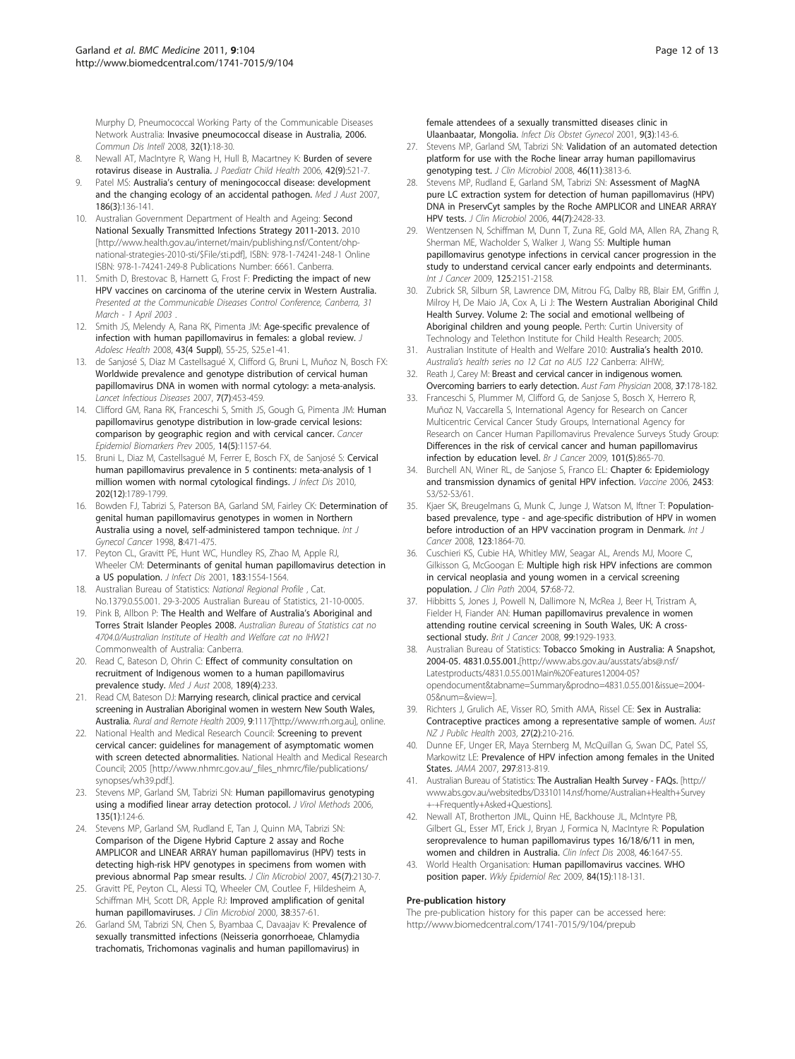Murphy D, Pneumococcal Working Party of the Communicable Diseases Network Australia: **Invasive pneumococcal disease in Australia, 2006.** *Commun Dis Intell* 2008, **32(1)**:18-30.

8. Newall AT, MacIntyre R, Wang H, Hull B, Macartney K: **Burden of severe rotavirus disease in Australia.** *J Paediatr Child Health* 2006, **42(9)**:521-7.
9. Patel MS: **Australia's century of meningococcal disease: development and the changing ecology of an accidental pathogen.** *Med J Aust* 2007, **186(3)**:136-141.
10. Australian Government Department of Health and Ageing: **Second National Sexually Transmitted Infections Strategy 2011-2013.** 2010 [http://www.health.gov.au/internet/main/publishing.nsf/Content/ohp-national-strategies-2010-sti/$File/sti.pdf], ISBN: 978-1-74241-248-1 Online ISBN: 978-1-74241-249-8 Publications Number: 6661. Canberra.
11. Smith D, Brestovac B, Harnett G, Frost F: **Predicting the impact of new HPV vaccines on carcinoma of the uterine cervix in Western Australia.** *Presented at the Communicable Diseases Control Conference, Canberra, 31 March - 1 April 2003* .
12. Smith JS, Melendy A, Rana RK, Pimenta JM: **Age-specific prevalence of infection with human papillomavirus in females: a global review.** *J Adolesc Health* 2008, **43(4 Suppl)**, S5-25, S25.e1-41.
13. de Sanjosé S, Diaz M Castellsagué X, Clifford G, Bruni L, Muñoz N, Bosch FX: **Worldwide prevalence and genotype distribution of cervical human papillomavirus DNA in women with normal cytology: a meta-analysis.** *Lancet Infectious Diseases* 2007, **7(7)**:453-459.
14. Clifford GM, Rana RK, Franceschi S, Smith JS, Gough G, Pimenta JM: **Human papillomavirus genotype distribution in low-grade cervical lesions: comparison by geographic region and with cervical cancer.** *Cancer Epidemiol Biomarkers Prev* 2005, **14(5)**:1157-64.
15. Bruni L, Diaz M, Castellsagué M, Ferrer E, Bosch FX, de Sanjosé S: **Cervical human papillomavirus prevalence in 5 continents: meta-analysis of 1 million women with normal cytological findings.** *J Infect Dis* 2010, **202(12)**:1789-1799.
16. Bowden FJ, Tabrizi S, Paterson BA, Garland SM, Fairley CK: **Determination of genital human papillomavirus genotypes in women in Northern Australia using a novel, self-administered tampon technique.** *Int J Gynecol Cancer* 1998, **8**:471-475.
17. Peyton CL, Gravitt PE, Hunt WC, Hundley RS, Zhao M, Apple RJ, Wheeler CM: **Determinants of genital human papillomavirus detection in a US population.** *J Infect Dis* 2001, **183**:1554-1564.
18. Australian Bureau of Statistics: *National Regional Profile* , Cat. No.1379.0.55.001. 29-3-2005 Australian Bureau of Statistics, 21-10-0005.
19. Pink B, Allbon P: **The Health and Welfare of Australia's Aboriginal and Torres Strait Islander Peoples 2008.** *Australian Bureau of Statistics cat no 4704.0/Australian Institute of Health and Welfare cat no IHW21* Commonwealth of Australia: Canberra.
20. Read C, Bateson D, Ohrin C: **Effect of community consultation on recruitment of Indigenous women to a human papillomavirus prevalence study.** *Med J Aust* 2008, **189(4)**:233.
21. Read CM, Bateson DJ: **Marrying research, clinical practice and cervical screening in Australian Aboriginal women in western New South Wales, Australia.** *Rural and Remote Health* 2009, **9**:1117[http://www.rrh.org.au], online.
22. National Health and Medical Research Council: **Screening to prevent cervical cancer: guidelines for management of asymptomatic women with screen detected abnormalities.** National Health and Medical Research Council; 2005 [http://www.nhmrc.gov.au/_files_nhmrc/file/publications/synopses/wh39.pdf.].
23. Stevens MP, Garland SM, Tabrizi SN: **Human papillomavirus genotyping using a modified linear array detection protocol.** *J Virol Methods* 2006, **135(1)**:124-6.
24. Stevens MP, Garland SM, Rudland E, Tan J, Quinn MA, Tabrizi SN: **Comparison of the Digene Hybrid Capture 2 assay and Roche AMPLICOR and LINEAR ARRAY human papillomavirus (HPV) tests in detecting high-risk HPV genotypes in specimens from women with previous abnormal Pap smear results.** *J Clin Microbiol* 2007, **45(7)**:2130-7.
25. Gravitt PE, Peyton CL, Alessi TQ, Wheeler CM, Coutlee F, Hildesheim A, Schiffman MH, Scott DR, Apple RJ: **Improved amplification of genital human papillomaviruses.** *J Clin Microbiol* 2000, **38**:357-61.
26. Garland SM, Tabrizi SN, Chen S, Byambaa C, Davaajav K: **Prevalence of sexually transmitted infections (Neisseria gonorrhoeae, Chlamydia trachomatis, Trichomonas vaginalis and human papillomavirus) in female attendees of a sexually transmitted diseases clinic in Ulaanbaatar, Mongolia.** *Infect Dis Obstet Gynecol* 2001, **9(3)**:143-6.
27. Stevens MP, Garland SM, Tabrizi SN: **Validation of an automated detection platform for use with the Roche linear array human papillomavirus genotyping test.** *J Clin Microbiol* 2008, **46(11)**:3813-6.
28. Stevens MP, Rudland E, Garland SM, Tabrizi SN: **Assessment of MagNA pure LC extraction system for detection of human papillomavirus (HPV) DNA in PreservCyt samples by the Roche AMPLICOR and LINEAR ARRAY HPV tests.** *J Clin Microbiol* 2006, **44(7)**:2428-33.
29. Wentzensen N, Schiffman M, Dunn T, Zuna RE, Gold MA, Allen RA, Zhang R, Sherman ME, Wacholder S, Walker J, Wang SS: **Multiple human papillomavirus genotype infections in cervical cancer progression in the study to understand cervical cancer early endpoints and determinants.** *Int J Cancer* 2009, **125**:2151-2158.
30. Zubrick SR, Silburn SR, Lawrence DM, Mitrou FG, Dalby RB, Blair EM, Griffin J, Milroy H, De Maio JA, Cox A, Li J: **The Western Australian Aboriginal Child Health Survey. Volume 2: The social and emotional wellbeing of Aboriginal children and young people.** Perth: Curtin University of Technology and Telethon Institute for Child Health Research; 2005.
31. Australian Institute of Health and Welfare 2010: **Australia's health 2010.** *Australia's health series no 12 Cat no AUS 122* Canberra: AIHW;.
32. Reath J, Carey M: **Breast and cervical cancer in indigenous women. Overcoming barriers to early detection.** *Aust Fam Physician* 2008, **37**:178-182.
33. Franceschi S, Plummer M, Clifford G, de Sanjose S, Bosch X, Herrero R, Muñoz N, Vaccarella S, International Agency for Research on Cancer Multicentric Cervical Cancer Study Groups, International Agency for Research on Cancer Human Papillomavirus Prevalence Surveys Study Group: **Differences in the risk of cervical cancer and human papillomavirus infection by education level.** *Br J Cancer* 2009, **101(5)**:865-70.
34. Burchell AN, Winer RL, de Sanjose S, Franco EL: **Chapter 6: Epidemiology and transmission dynamics of genital HPV infection.** *Vaccine* 2006, **24S3**: S3/52-S3/61.
35. Kjaer SK, Breugelmans G, Munk C, Junge J, Watson M, Iftner T: **Population-based prevalence, type - and age-specific distribution of HPV in women before introduction of an HPV vaccination program in Denmark.** *Int J Cancer* 2008, **123**:1864-70.
36. Cuschieri KS, Cubie HA, Whitley MW, Seagar AL, Arends MJ, Moore C, Gilkisson G, McGoogan E: **Multiple high risk HPV infections are common in cervical neoplasia and young women in a cervical screening population.** *J Clin Path* 2004, **57**:68-72.
37. Hibbitts S, Jones J, Powell N, Dallimore N, McRea J, Beer H, Tristram A, Fielder H, Fiander AN: **Human papillomavirus prevalence in women attending routine cervical screening in South Wales, UK: A cross-sectional study.** *Brit J Cancer* 2008, **99**:1929-1933.
38. Australian Bureau of Statistics: **Tobacco Smoking in Australia: A Snapshot, 2004-05. 4831.0.55.001.**[http://www.abs.gov.au/ausstats/abs@.nsf/Latestproducts/4831.0.55.001Main%20Features12004-05?opendocument&tabname=Summary&prodno=4831.0.55.001&issue=2004-05&num=&view=].
39. Richters J, Grulich AE, Visser RO, Smith AMA, Rissel CE: **Sex in Australia: Contraceptive practices among a representative sample of women.** *Aust NZ J Public Health* 2003, **27(2)**:210-216.
40. Dunne EF, Unger ER, Maya Sternberg M, McQuillan G, Swan DC, Patel SS, Markowitz LE: **Prevalence of HPV infection among females in the United States.** *JAMA* 2007, **297**:813-819.
41. Australian Bureau of Statistics: **The Australian Health Survey - FAQs.** [http://www.abs.gov.au/websitedbs/D3310114.nsf/home/Australian+Health+Survey+-+Frequently+Asked+Questions].
42. Newall AT, Brotherton JML, Quinn HE, Backhouse JL, McIntyre PB, Gilbert GL, Esser MT, Erick J, Bryan J, Formica N, MacIntyre R: **Population seroprevalence to human papillomavirus types 16/18/6/11 in men, women and children in Australia.** *Clin Infect Dis* 2008, **46**:1647-55.
43. World Health Organisation: **Human papillomavirus vaccines. WHO position paper.** *Wkly Epidemiol Rec* 2009, **84(15)**:118-131.

#### Pre-publication history

The pre-publication history for this paper can be accessed here: http://www.biomedcentral.com/1741-7015/9/104/prepub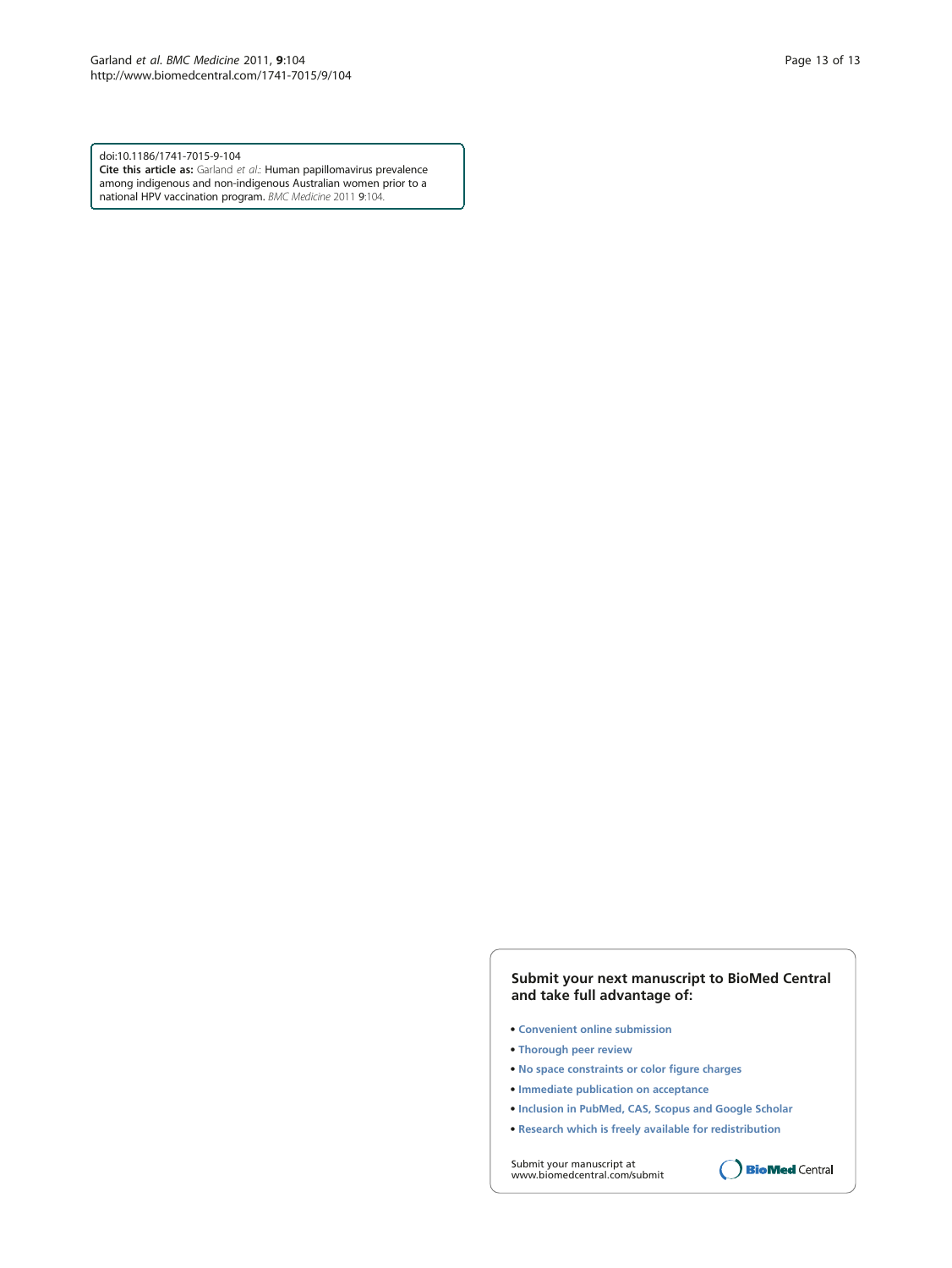doi:10.1186/1741-7015-9-104

**Cite this article as:** Garland *et al.*: Human papillomavirus prevalence among indigenous and non-indigenous Australian women prior to a national HPV vaccination program. *BMC Medicine* 2011 **9**:104.

**Submit your next manuscript to BioMed Central and take full advantage of:**

- **Convenient online submission**
- **Thorough peer review**
- **No space constraints or color figure charges**
- **Immediate publication on acceptance**
- **Inclusion in PubMed, CAS, Scopus and Google Scholar**
- **Research which is freely available for redistribution**

Submit your manuscript at www.biomedcentral.com/submit

BioMed Central